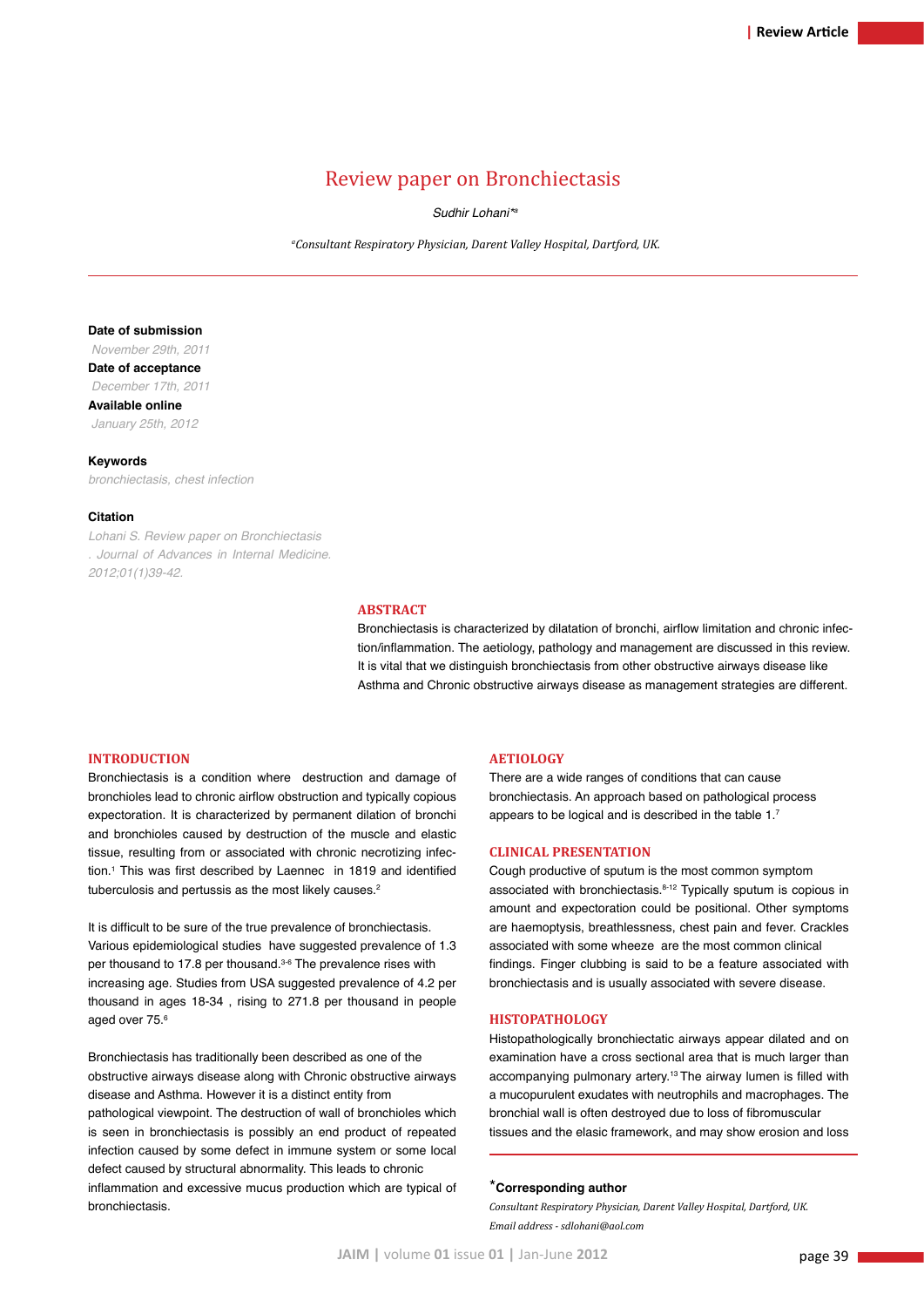Review Article

# Review paper on Bronchiectasis

*Sudhir Lohani*[*a]

[a]*Consultant Respiratory Physician, Darent Valley Hospital, Dartford, UK.*

**Date of submission**
*November 29th, 2011*

**Date of acceptance**
*December 17th, 2011*

**Available online**
*January 25th, 2012*

**Keywords**
*bronchiectasis, chest infection*

**Citation**
*Lohani S. Review paper on Bronchiectasis. Journal of Advances in Internal Medicine. 2012;01(1)39-42.*

## ABSTRACT

Bronchiectasis is characterized by dilatation of bronchi, airflow limitation and chronic infection/inflammation. The aetiology, pathology and management are discussed in this review. It is vital that we distinguish bronchiectasis from other obstructive airways disease like Asthma and Chronic obstructive airways disease as management strategies are different.

## INTRODUCTION

Bronchiectasis is a condition where destruction and damage of bronchioles lead to chronic airflow obstruction and typically copious expectoration. It is characterized by permanent dilation of bronchi and bronchioles caused by destruction of the muscle and elastic tissue, resulting from or associated with chronic necrotizing infection.[1] This was first described by Laennec in 1819 and identified tuberculosis and pertussis as the most likely causes.[2]

It is difficult to be sure of the true prevalence of bronchiectasis. Various epidemiological studies have suggested prevalence of 1.3 per thousand to 17.8 per thousand.[3-6] The prevalence rises with increasing age. Studies from USA suggested prevalence of 4.2 per thousand in ages 18-34 , rising to 271.8 per thousand in people aged over 75.[6]

Bronchiectasis has traditionally been described as one of the obstructive airways disease along with Chronic obstructive airways disease and Asthma. However it is a distinct entity from pathological viewpoint. The destruction of wall of bronchioles which is seen in bronchiectasis is possibly an end product of repeated infection caused by some defect in immune system or some local defect caused by structural abnormality. This leads to chronic inflammation and excessive mucus production which are typical of bronchiectasis.

## AETIOLOGY

There are a wide ranges of conditions that can cause bronchiectasis. An approach based on pathological process appears to be logical and is described in the table 1.[7]

## CLINICAL PRESENTATION

Cough productive of sputum is the most common symptom associated with bronchiectasis.[8-12] Typically sputum is copious in amount and expectoration could be positional. Other symptoms are haemoptysis, breathlessness, chest pain and fever. Crackles associated with some wheeze are the most common clinical findings. Finger clubbing is said to be a feature associated with bronchiectasis and is usually associated with severe disease.

## HISTOPATHOLOGY

Histopathologically bronchiectatic airways appear dilated and on examination have a cross sectional area that is much larger than accompanying pulmonary artery.[13] The airway lumen is filled with a mucopurulent exudates with neutrophils and macrophages. The bronchial wall is often destroyed due to loss of fibromuscular tissues and the elasic framework, and may show erosion and loss

**[*]Corresponding author**
*Consultant Respiratory Physician, Darent Valley Hospital, Dartford, UK.*
*Email address - sdlohani@aol.com*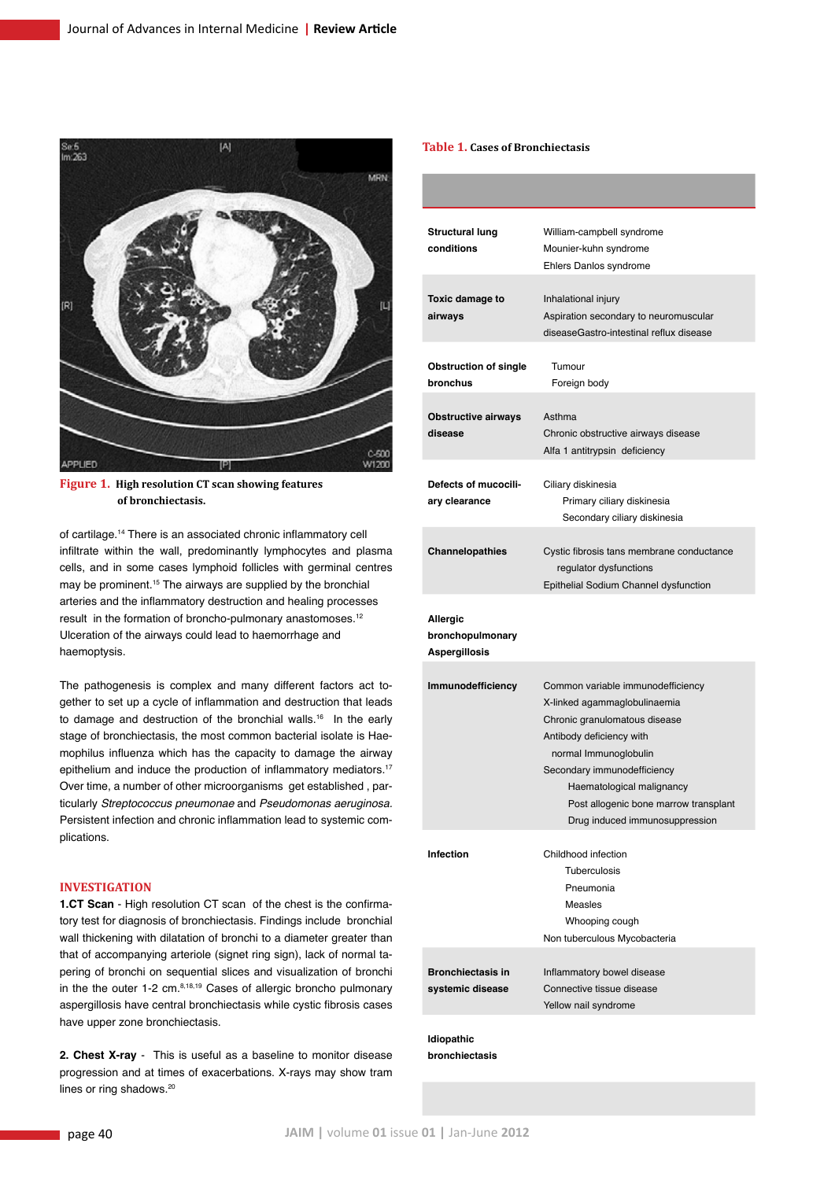Figure 1. High resolution CT scan showing features of bronchiectasis.

of cartilage.[14] There is an associated chronic inflammatory cell infiltrate within the wall, predominantly lymphocytes and plasma cells, and in some cases lymphoid follicles with germinal centres may be prominent.[15] The airways are supplied by the bronchial arteries and the inflammatory destruction and healing processes result in the formation of broncho-pulmonary anastomoses.[12] Ulceration of the airways could lead to haemorrhage and haemoptysis.

The pathogenesis is complex and many different factors act together to set up a cycle of inflammation and destruction that leads to damage and destruction of the bronchial walls.[16] In the early stage of bronchiectasis, the most common bacterial isolate is Haemophilus influenza which has the capacity to damage the airway epithelium and induce the production of inflammatory mediators.[17] Over time, a number of other microorganisms get established , particularly *Streptococcus pneumonae* and *Pseudomonas aeruginosa*. Persistent infection and chronic inflammation lead to systemic complications.

## INVESTIGATION

**1.CT Scan** - High resolution CT scan of the chest is the confirmatory test for diagnosis of bronchiectasis. Findings include bronchial wall thickening with dilatation of bronchi to a diameter greater than that of accompanying arteriole (signet ring sign), lack of normal tapering of bronchi on sequential slices and visualization of bronchi in the the outer 1-2 cm.[8,18,19] Cases of allergic broncho pulmonary aspergillosis have central bronchiectasis while cystic fibrosis cases have upper zone bronchiectasis.

**2. Chest X-ray** - This is useful as a baseline to monitor disease progression and at times of exacerbations. X-rays may show tram lines or ring shadows.[20]

Table 1. Cases of Bronchiectasis

| | |
|---|---|
| **Structural lung conditions** | William-campbell syndrome<br>Mounier-kuhn syndrome<br>Ehlers Danlos syndrome |
| **Toxic damage to airways** | Inhalational injury<br>Aspiration secondary to neuromuscular diseaseGastro-intestinal reflux disease |
| **Obstruction of single bronchus** | Tumour<br>Foreign body |
| **Obstructive airways disease** | Asthma<br>Chronic obstructive airways disease<br>Alfa 1 antitrypsin deficiency |
| **Defects of mucociliary clearance** | Ciliary diskinesia<br>Primary ciliary diskinesia<br>Secondary ciliary diskinesia |
| **Channelopathies** | Cystic fibrosis tans membrane conductance regulator dysfunctions<br>Epithelial Sodium Channel dysfunction |
| **Allergic bronchopulmonary Aspergillosis** | |
| **Immunodefficiency** | Common variable immunodefficiency<br>X-linked agammaglobulinaemia<br>Chronic granulomatous disease<br>Antibody deficiency with normal Immunoglobulin<br>Secondary immunodefficiency<br>Haematological malignancy<br>Post allogenic bone marrow transplant<br>Drug induced immunosuppression |
| **Infection** | Childhood infection<br>Tuberculosis<br>Pneumonia<br>Measles<br>Whooping cough<br>Non tuberculous Mycobacteria |
| **Bronchiectasis in systemic disease** | Inflammatory bowel disease<br>Connective tissue disease<br>Yellow nail syndrome |
| **Idiopathic bronchiectasis** | |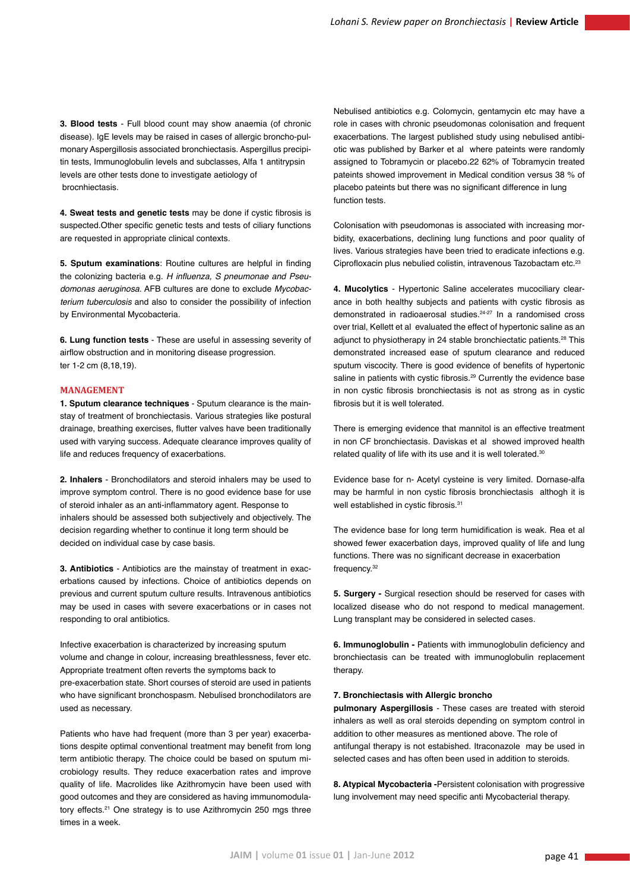**3. Blood tests** - Full blood count may show anaemia (of chronic disease). IgE levels may be raised in cases of allergic broncho-pulmonary Aspergillosis associated bronchiectasis. Aspergillus precipitin tests, Immunoglobulin levels and subclasses, Alfa 1 antitrypsin levels are other tests done to investigate aetiology of brocnhiectasis.

**4. Sweat tests and genetic tests** may be done if cystic fibrosis is suspected.Other specific genetic tests and tests of ciliary functions are requested in appropriate clinical contexts.

**5. Sputum examinations**: Routine cultures are helpful in finding the colonizing bacteria e.g. *H influenza, S pneumonae and Pseudomonas aeruginosa.* AFB cultures are done to exclude *Mycobacterium tuberculosis* and also to consider the possibility of infection by Environmental Mycobacteria.

**6. Lung function tests** - These are useful in assessing severity of airflow obstruction and in monitoring disease progression. ter 1-2 cm (8,18,19).

## MANAGEMENT

**1. Sputum clearance techniques** - Sputum clearance is the mainstay of treatment of bronchiectasis. Various strategies like postural drainage, breathing exercises, flutter valves have been traditionally used with varying success. Adequate clearance improves quality of life and reduces frequency of exacerbations.

**2. Inhalers** - Bronchodilators and steroid inhalers may be used to improve symptom control. There is no good evidence base for use of steroid inhaler as an anti-inflammatory agent. Response to inhalers should be assessed both subjectively and objectively. The decision regarding whether to continue it long term should be decided on individual case by case basis.

**3. Antibiotics** - Antibiotics are the mainstay of treatment in exacerbations caused by infections. Choice of antibiotics depends on previous and current sputum culture results. Intravenous antibiotics may be used in cases with severe exacerbations or in cases not responding to oral antibiotics.

Infective exacerbation is characterized by increasing sputum volume and change in colour, increasing breathlessness, fever etc. Appropriate treatment often reverts the symptoms back to pre-exacerbation state. Short courses of steroid are used in patients who have significant bronchospasm. Nebulised bronchodilators are used as necessary.

Patients who have had frequent (more than 3 per year) exacerbations despite optimal conventional treatment may benefit from long term antibiotic therapy. The choice could be based on sputum microbiology results. They reduce exacerbation rates and improve quality of life. Macrolides like Azithromycin have been used with good outcomes and they are considered as having immunomodulatory effects.[21] One strategy is to use Azithromycin 250 mgs three times in a week.

Nebulised antibiotics e.g. Colomycin, gentamycin etc may have a role in cases with chronic pseudomonas colonisation and frequent exacerbations. The largest published study using nebulised antibiotic was published by Barker et al where pateints were randomly assigned to Tobramycin or placebo.22 62% of Tobramycin treated pateints showed improvement in Medical condition versus 38 % of placebo pateints but there was no significant difference in lung function tests.

Colonisation with pseudomonas is associated with increasing morbidity, exacerbations, declining lung functions and poor quality of lives. Various strategies have been tried to eradicate infections e.g. Ciprofloxacin plus nebulied colistin, intravenous Tazobactam etc.[23]

**4. Mucolytics** - Hypertonic Saline accelerates mucociliary clearance in both healthy subjects and patients with cystic fibrosis as demonstrated in radioaerosal studies.[24-27] In a randomised cross over trial, Kellett et al evaluated the effect of hypertonic saline as an adjunct to physiotherapy in 24 stable bronchiectatic patients.[28] This demonstrated increased ease of sputum clearance and reduced sputum viscocity. There is good evidence of benefits of hypertonic saline in patients with cystic fibrosis.[29] Currently the evidence base in non cystic fibrosis bronchiectasis is not as strong as in cystic fibrosis but it is well tolerated.

There is emerging evidence that mannitol is an effective treatment in non CF bronchiectasis. Daviskas et al showed improved health related quality of life with its use and it is well tolerated.[30]

Evidence base for n- Acetyl cysteine is very limited. Dornase-alfa may be harmful in non cystic fibrosis bronchiectasis althogh it is well established in cystic fibrosis.[31]

The evidence base for long term humidification is weak. Rea et al showed fewer exacerbation days, improved quality of life and lung functions. There was no significant decrease in exacerbation frequency.[32]

**5. Surgery** - Surgical resection should be reserved for cases with localized disease who do not respond to medical management. Lung transplant may be considered in selected cases.

**6. Immunoglobulin -** Patients with immunoglobulin deficiency and bronchiectasis can be treated with immunoglobulin replacement therapy.

**7. Bronchiectasis with Allergic broncho pulmonary Aspergillosis** - These cases are treated with steroid inhalers as well as oral steroids depending on symptom control in addition to other measures as mentioned above. The role of antifungal therapy is not estabished. Itraconazole may be used in selected cases and has often been used in addition to steroids.

**8. Atypical Mycobacteria -**Persistent colonisation with progressive lung involvement may need specific anti Mycobacterial therapy.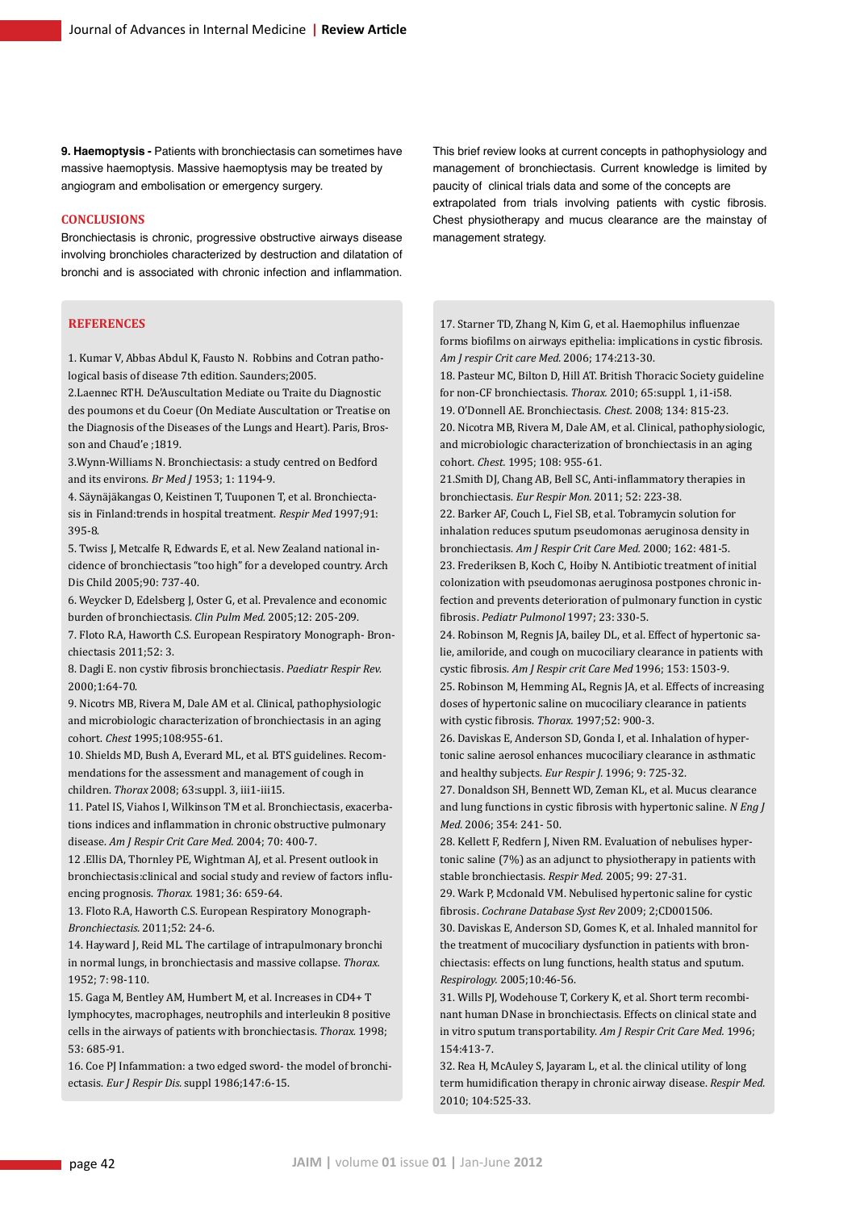**9. Haemoptysis -** Patients with bronchiectasis can sometimes have massive haemoptysis. Massive haemoptysis may be treated by angiogram and embolisation or emergency surgery.

## CONCLUSIONS

Bronchiectasis is chronic, progressive obstructive airways disease involving bronchioles characterized by destruction and dilatation of bronchi and is associated with chronic infection and inflammation.

This brief review looks at current concepts in pathophysiology and management of bronchiectasis. Current knowledge is limited by paucity of clinical trials data and some of the concepts are extrapolated from trials involving patients with cystic fibrosis. Chest physiotherapy and mucus clearance are the mainstay of management strategy.

## REFERENCES

1. Kumar V, Abbas Abdul K, Fausto N. Robbins and Cotran pathological basis of disease 7th edition. Saunders;2005.
2.Laennec RTH. De'Auscultation Mediate ou Traite du Diagnostic des poumons et du Coeur (On Mediate Auscultation or Treatise on the Diagnosis of the Diseases of the Lungs and Heart). Paris, Brosson and Chaud'e ;1819.
3.Wynn-Williams N. Bronchiectasis: a study centred on Bedford and its environs. *Br Med J* 1953; 1: 1194-9.
4. Säynäjäkangas O, Keistinen T, Tuuponen T, et al. Bronchiectasis in Finland:trends in hospital treatment. *Respir Med* 1997;91: 395-8.
5. Twiss J, Metcalfe R, Edwards E, et al. New Zealand national incidence of bronchiectasis "too high" for a developed country. Arch Dis Child 2005;90: 737-40.
6. Weycker D, Edelsberg J, Oster G, et al. Prevalence and economic burden of bronchiectasis. *Clin Pulm Med.* 2005;12: 205-209.
7. Floto R.A, Haworth C.S. European Respiratory Monograph- Bronchiectasis 2011;52: 3.
8. Dagli E. non cystiv fibrosis bronchiectasis. *Paediatr Respir Rev.* 2000;1:64-70.
9. Nicotrs MB, Rivera M, Dale AM et al. Clinical, pathophysiologic and microbiologic characterization of bronchiectasis in an aging cohort. *Chest* 1995;108:955-61.
10. Shields MD, Bush A, Everard ML, et al. BTS guidelines. Recommendations for the assessment and management of cough in children. *Thorax* 2008; 63:suppl. 3, iii1-iii15.
11. Patel IS, Viahos I, Wilkinson TM et al. Bronchiectasis, exacerbations indices and inflammation in chronic obstructive pulmonary disease. *Am J Respir Crit Care Med.* 2004; 70: 400-7.
12 .Ellis DA, Thornley PE, Wightman AJ, et al. Present outlook in bronchiectasis:clinical and social study and review of factors influencing prognosis. *Thorax.* 1981; 36: 659-64.
13. Floto R.A, Haworth C.S. European Respiratory Monograph-*Bronchiectasis.* 2011;52: 24-6.
14. Hayward J, Reid ML. The cartilage of intrapulmonary bronchi in normal lungs, in bronchiectasis and massive collapse. *Thorax.* 1952; 7: 98-110.
15. Gaga M, Bentley AM, Humbert M, et al. Increases in CD4+ T lymphocytes, macrophages, neutrophils and interleukin 8 positive cells in the airways of patients with bronchiectasis. *Thorax.* 1998; 53: 685-91.
16. Coe PJ Infammation: a two edged sword- the model of bronchiectasis. *Eur J Respir Dis.* suppl 1986;147:6-15.
17. Starner TD, Zhang N, Kim G, et al. Haemophilus influenzae forms biofilms on airways epithelia: implications in cystic fibrosis. *Am J respir Crit care Med.* 2006; 174:213-30.
18. Pasteur MC, Bilton D, Hill AT. British Thoracic Society guideline for non-CF bronchiectasis. *Thorax.* 2010; 65:suppl. 1, i1-i58.
19. O'Donnell AE. Bronchiectasis. *Chest.* 2008; 134: 815-23.
20. Nicotra MB, Rivera M, Dale AM, et al. Clinical, pathophysiologic, and microbiologic characterization of bronchiectasis in an aging cohort. *Chest.* 1995; 108: 955-61.
21.Smith DJ, Chang AB, Bell SC, Anti-inflammatory therapies in bronchiectasis. *Eur Respir Mon.* 2011; 52: 223-38.
22. Barker AF, Couch L, Fiel SB, et al. Tobramycin solution for inhalation reduces sputum pseudomonas aeruginosa density in bronchiectasis. *Am J Respir Crit Care Med.* 2000; 162: 481-5.
23. Frederiksen B, Koch C, Hoiby N. Antibiotic treatment of initial colonization with pseudomonas aeruginosa postpones chronic infection and prevents deterioration of pulmonary function in cystic fibrosis. *Pediatr Pulmonol* 1997; 23: 330-5.
24. Robinson M, Regnis JA, bailey DL, et al. Effect of hypertonic salie, amiloride, and cough on mucociliary clearance in patients with cystic fibrosis. *Am J Respir crit Care Med* 1996; 153: 1503-9.
25. Robinson M, Hemming AL, Regnis JA, et al. Effects of increasing doses of hypertonic saline on mucociliary clearance in patients with cystic fibrosis. *Thorax.* 1997;52: 900-3.
26. Daviskas E, Anderson SD, Gonda I, et al. Inhalation of hypertonic saline aerosol enhances mucociliary clearance in asthmatic and healthy subjects. *Eur Respir J.* 1996; 9: 725-32.
27. Donaldson SH, Bennett WD, Zeman KL, et al. Mucus clearance and lung functions in cystic fibrosis with hypertonic saline. *N Eng J Med.* 2006; 354: 241- 50.
28. Kellett F, Redfern J, Niven RM. Evaluation of nebulises hypertonic saline (7%) as an adjunct to physiotherapy in patients with stable bronchiectasis. *Respir Med.* 2005; 99: 27-31.
29. Wark PJ, Mcdonald VM. Nebulised hypertonic saline for cystic fibrosis. *Cochrane Database Syst Rev* 2009; 2;CD001506.
30. Daviskas E, Anderson SD, Gomes K, et al. Inhaled mannitol for the treatment of mucociliary dysfunction in patients with bronchiectasis: effects on lung functions, health status and sputum. *Respirology.* 2005;10:46-56.
31. Wills PJ, Wodehouse T, Corkery K, et al. Short term recombinant human DNase in bronchiectasis. Effects on clinical state and in vitro sputum transportability. *Am J Respir Crit Care Med.* 1996; 154:413-7.
32. Rea H, McAuley S, Jayaram L, et al. the clinical utility of long term humidification therapy in chronic airway disease. *Respir Med.* 2010; 104:525-33.